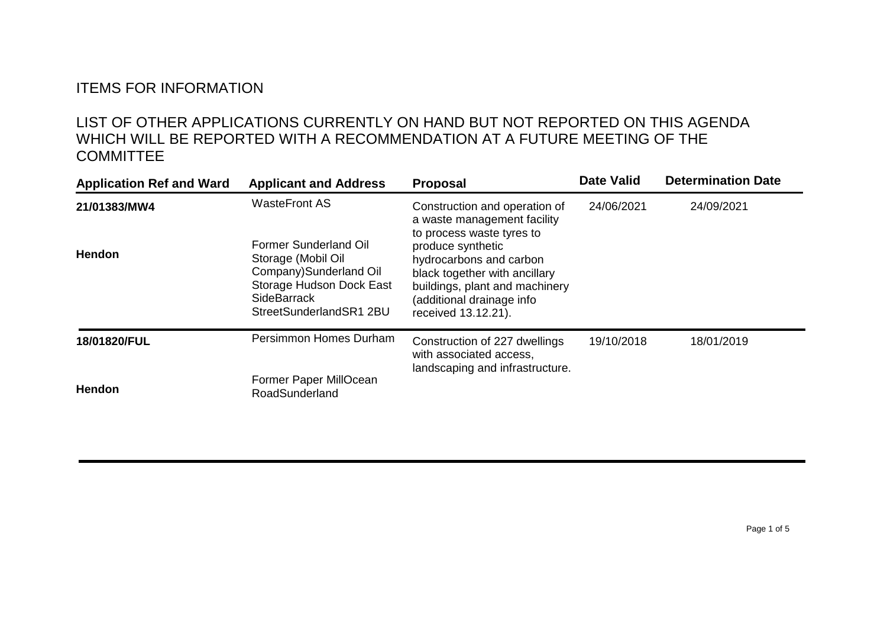## ITEMS FOR INFORMATION

## LIST OF OTHER APPLICATIONS CURRENTLY ON HAND BUT NOT REPORTED ON THIS AGENDA WHICH WILL BE REPORTED WITH A RECOMMENDATION AT A FUTURE MEETING OF THE COMMITTEE

| Application Ref and Ward | Applicant and Address | Proposal | Date Valid | Determination Date |
|---|---|---|---|---|
| **21/01383/MW4**<br><br>**Hendon** | WasteFront AS<br><br>Former Sunderland Oil Storage (Mobil Oil Company)Sunderland Oil Storage Hudson Dock East SideBarrack StreetSunderlandSR1 2BU | Construction and operation of a waste management facility to process waste tyres to produce synthetic hydrocarbons and carbon black together with ancillary buildings, plant and machinery (additional drainage info received 13.12.21). | 24/06/2021 | 24/09/2021 |
| **18/01820/FUL**<br><br>**Hendon** | Persimmon Homes Durham<br><br>Former Paper MillOcean RoadSunderland | Construction of 227 dwellings with associated access, landscaping and infrastructure. | 19/10/2018 | 18/01/2019 |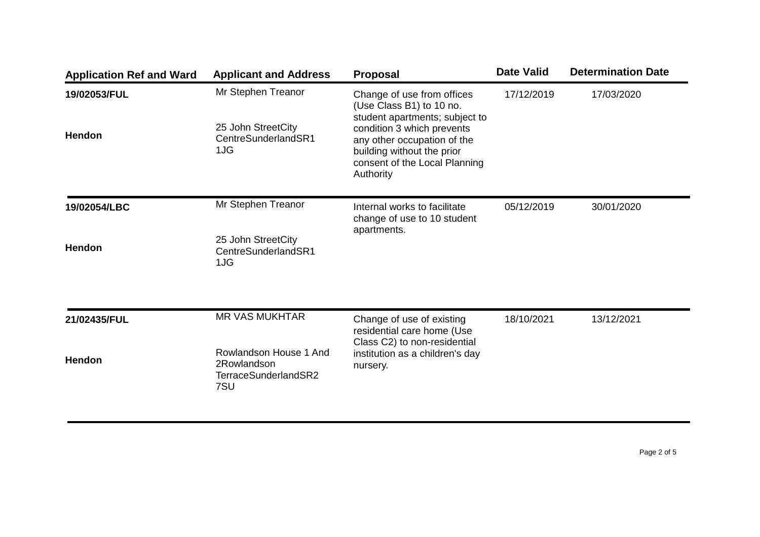| Application Ref and Ward | Applicant and Address | Proposal | Date Valid | Determination Date |
|---|---|---|---|---|
| **19/02053/FUL**<br><br>**Hendon** | Mr Stephen Treanor<br><br>25 John StreetCity CentreSunderlandSR1 1JG | Change of use from offices (Use Class B1) to 10 no. student apartments; subject to condition 3 which prevents any other occupation of the building without the prior consent of the Local Planning Authority | 17/12/2019 | 17/03/2020 |
| **19/02054/LBC**<br><br>**Hendon** | Mr Stephen Treanor<br><br>25 John StreetCity CentreSunderlandSR1 1JG | Internal works to facilitate change of use to 10 student apartments. | 05/12/2019 | 30/01/2020 |
| **21/02435/FUL**<br><br>**Hendon** | MR VAS MUKHTAR<br><br>Rowlandson House 1 And 2Rowlandson TerraceSunderlandSR2 7SU | Change of use of existing residential care home (Use Class C2) to non-residential institution as a children's day nursery. | 18/10/2021 | 13/12/2021 |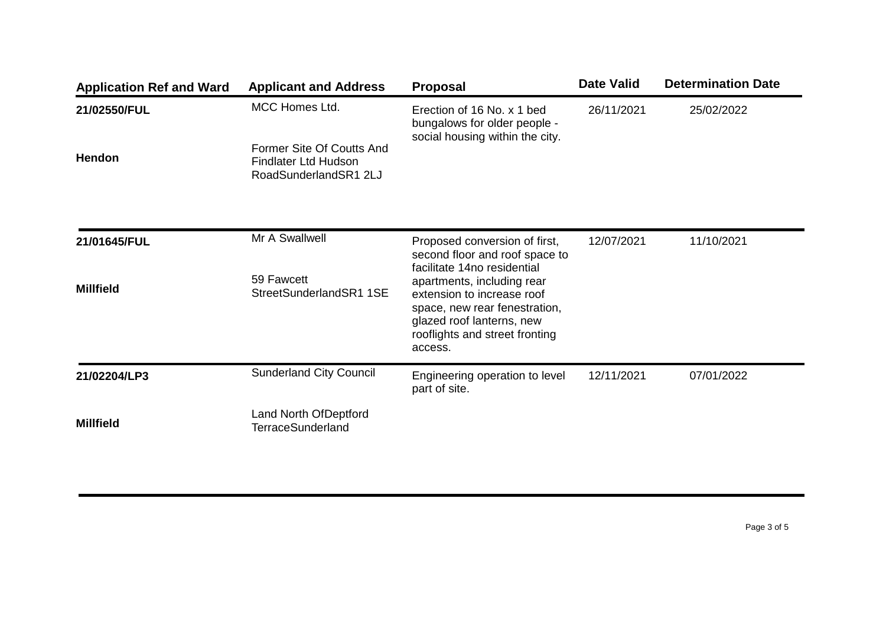| Application Ref and Ward | Applicant and Address | Proposal | Date Valid | Determination Date |
|---|---|---|---|---|
| 21/02550/FUL<br><br>Hendon | MCC Homes Ltd.<br><br>Former Site Of Coutts And Findlater Ltd Hudson RoadSunderlandSR1 2LJ | Erection of 16 No. x 1 bed bungalows for older people - social housing within the city. | 26/11/2021 | 25/02/2022 |
| 21/01645/FUL<br><br>Millfield | Mr A Swallwell<br><br>59 Fawcett StreetSunderlandSR1 1SE | Proposed conversion of first, second floor and roof space to facilitate 14no residential apartments, including rear extension to increase roof space, new rear fenestration, glazed roof lanterns, new rooflights and street fronting access. | 12/07/2021 | 11/10/2021 |
| 21/02204/LP3<br><br>Millfield | Sunderland City Council<br><br>Land North OfDeptford TerraceSunderland | Engineering operation to level part of site. | 12/11/2021 | 07/01/2022 |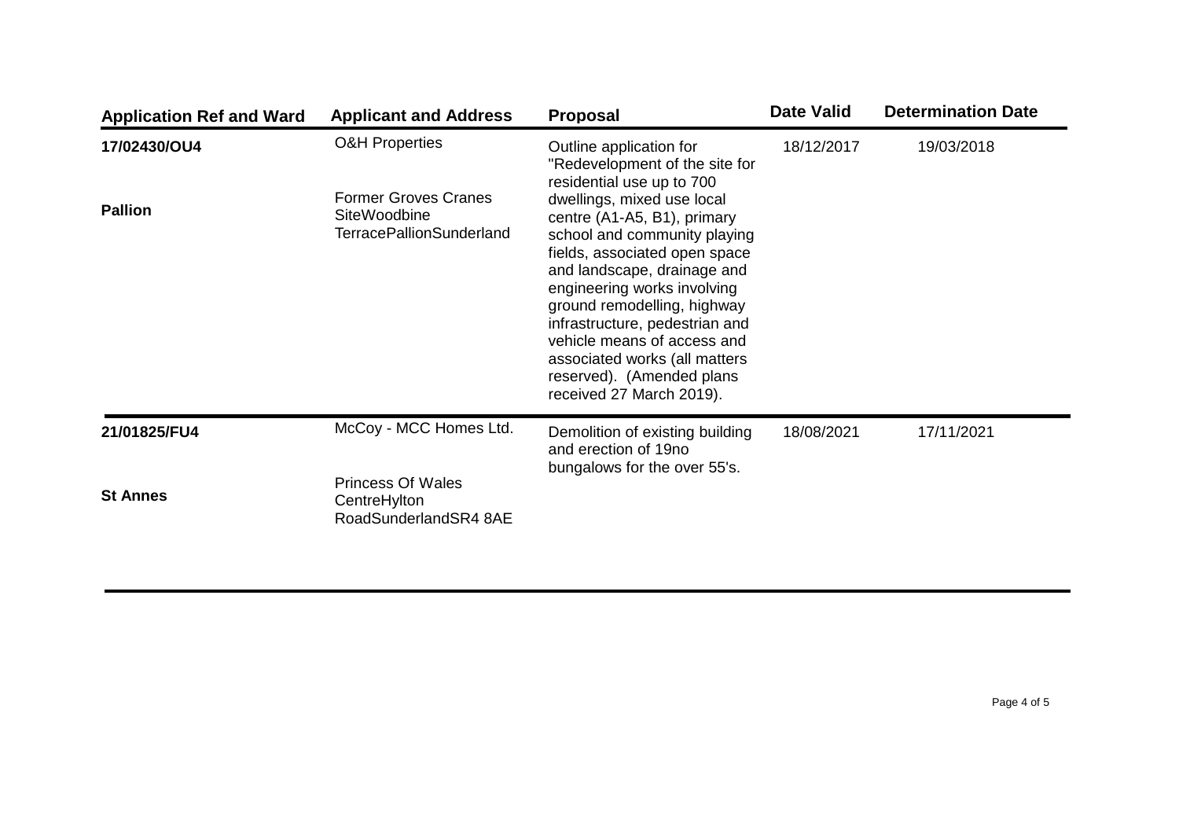| Application Ref and Ward | Applicant and Address | Proposal | Date Valid | Determination Date |
|---|---|---|---|---|
| **17/02430/OU4**<br><br>**Pallion** | O&H Properties<br><br>Former Groves Cranes SiteWoodbine TerracePallionSunderland | Outline application for "Redevelopment of the site for residential use up to 700 dwellings, mixed use local centre (A1-A5, B1), primary school and community playing fields, associated open space and landscape, drainage and engineering works involving ground remodelling, highway infrastructure, pedestrian and vehicle means of access and associated works (all matters reserved). (Amended plans received 27 March 2019). | 18/12/2017 | 19/03/2018 |
| **21/01825/FU4**<br><br>**St Annes** | McCoy - MCC Homes Ltd.<br><br>Princess Of Wales CentreHylton RoadSunderlandSR4 8AE | Demolition of existing building and erection of 19no bungalows for the over 55's. | 18/08/2021 | 17/11/2021 |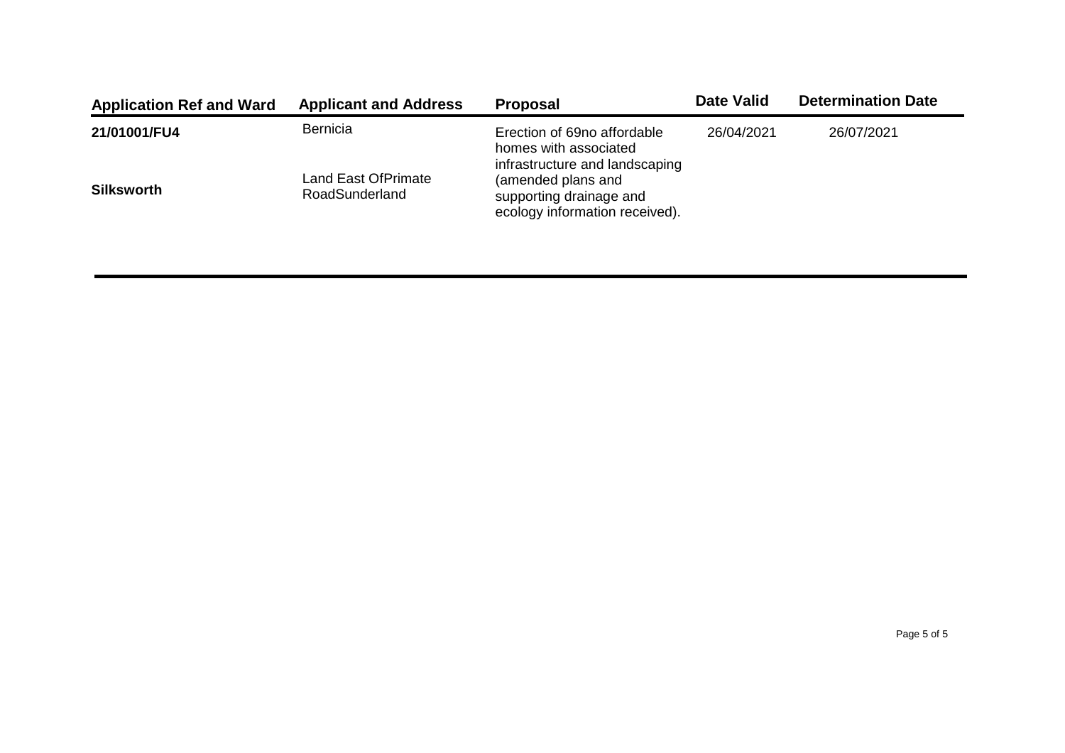| Application Ref and Ward | Applicant and Address | Proposal | Date Valid | Determination Date |
| --- | --- | --- | --- | --- |
| **21/01001/FU4**<br><br>**Silksworth** | Bernicia<br><br>Land East OfPrimate RoadSunderland | Erection of 69no affordable homes with associated infrastructure and landscaping (amended plans and supporting drainage and ecology information received). | 26/04/2021 | 26/07/2021 |